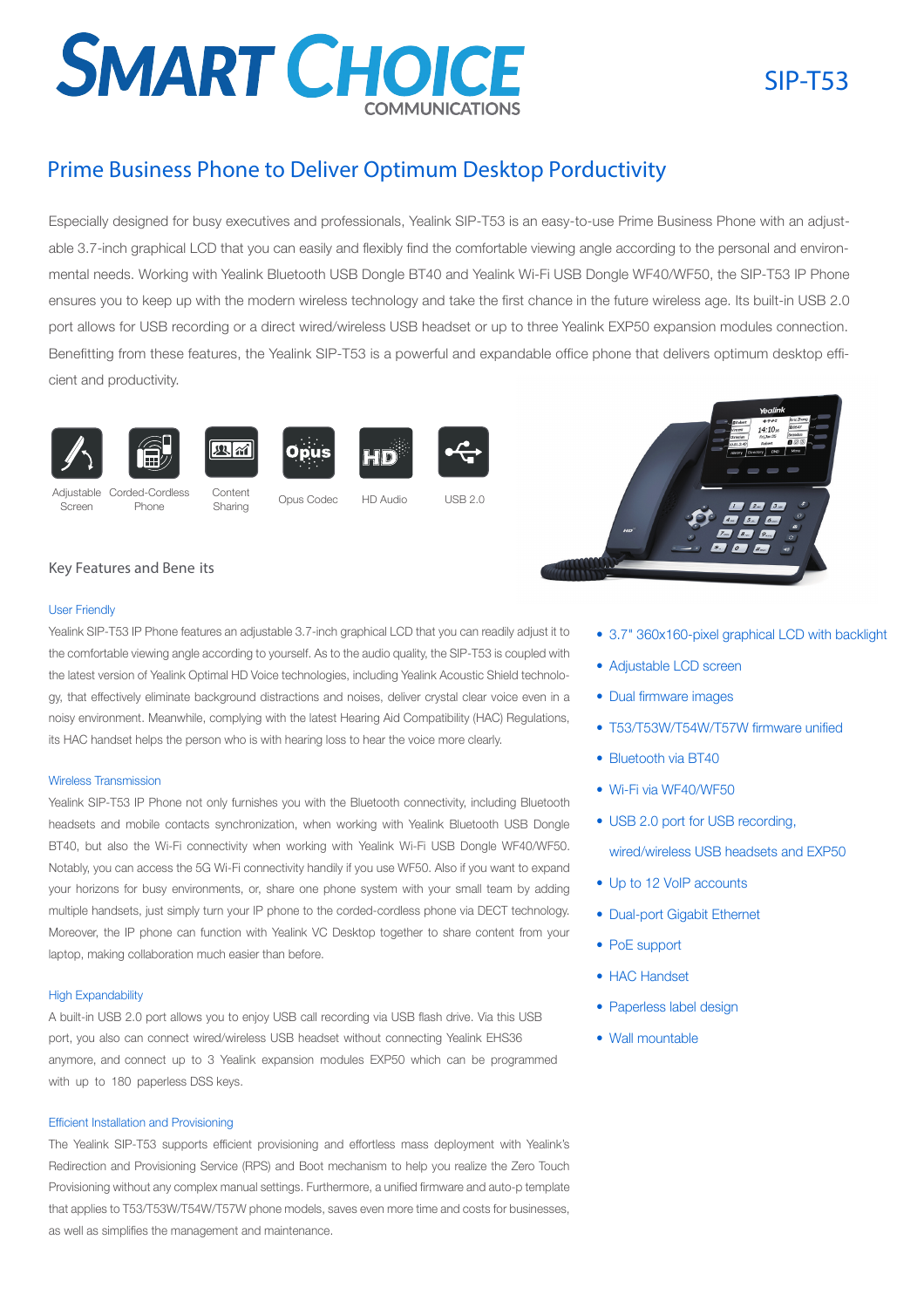# SMART CHOICE COMMUNICATIONS

SIP-T53

## Prime Business Phone to Deliver Optimum Desktop Porductivity

Especially designed for busy executives and professionals, Yealink SIP-T53 is an easy-to-use Prime Business Phone with an adjustable 3.7-inch graphical LCD that you can easily and flexibly find the comfortable viewing angle according to the personal and environmental needs. Working with Yealink Bluetooth USB Dongle BT40 and Yealink Wi-Fi USB Dongle WF40/WF50, the SIP-T53 IP Phone ensures you to keep up with the modern wireless technology and take the first chance in the future wireless age. Its built-in USB 2.0 port allows for USB recording or a direct wired/wireless USB headset or up to three Yealink EXP50 expansion modules connection. Benefitting from these features, the Yealink SIP-T53 is a powerful and expandable office phone that delivers optimum desktop efficient and productivity.

Adjustable Screen | Corded-Cordless Phone | Content Sharing | Opus Codec | HD Audio | USB 2.0

### Key Features and Bene its

#### User Friendly

Yealink SIP-T53 IP Phone features an adjustable 3.7-inch graphical LCD that you can readily adjust it to the comfortable viewing angle according to yourself. As to the audio quality, the SIP-T53 is coupled with the latest version of Yealink Optimal HD Voice technologies, including Yealink Acoustic Shield technology, that effectively eliminate background distractions and noises, deliver crystal clear voice even in a noisy environment. Meanwhile, complying with the latest Hearing Aid Compatibility (HAC) Regulations, its HAC handset helps the person who is with hearing loss to hear the voice more clearly.

#### Wireless Transmission

Yealink SIP-T53 IP Phone not only furnishes you with the Bluetooth connectivity, including Bluetooth headsets and mobile contacts synchronization, when working with Yealink Bluetooth USB Dongle BT40, but also the Wi-Fi connectivity when working with Yealink Wi-Fi USB Dongle WF40/WF50. Notably, you can access the 5G Wi-Fi connectivity handily if you use WF50. Also if you want to expand your horizons for busy environments, or, share one phone system with your small team by adding multiple handsets, just simply turn your IP phone to the corded-cordless phone via DECT technology. Moreover, the IP phone can function with Yealink VC Desktop together to share content from your laptop, making collaboration much easier than before.

#### High Expandability

A built-in USB 2.0 port allows you to enjoy USB call recording via USB flash drive. Via this USB port, you also can connect wired/wireless USB headset without connecting Yealink EHS36 anymore, and connect up to 3 Yealink expansion modules EXP50 which can be programmed with up to 180 paperless DSS keys.

#### Efficient Installation and Provisioning

The Yealink SIP-T53 supports efficient provisioning and effortless mass deployment with Yealink's Redirection and Provisioning Service (RPS) and Boot mechanism to help you realize the Zero Touch Provisioning without any complex manual settings. Furthermore, a unified firmware and auto-p template that applies to T53/T53W/T54W/T57W phone models, saves even more time and costs for businesses, as well as simplifies the management and maintenance.

- 3.7" 360x160-pixel graphical LCD with backlight
- Adjustable LCD screen
- Dual firmware images
- T53/T53W/T54W/T57W firmware unified
- Bluetooth via BT40
- Wi-Fi via WF40/WF50
- USB 2.0 port for USB recording, wired/wireless USB headsets and EXP50
- Up to 12 VoIP accounts
- Dual-port Gigabit Ethernet
- PoE support
- HAC Handset
- Paperless label design
- Wall mountable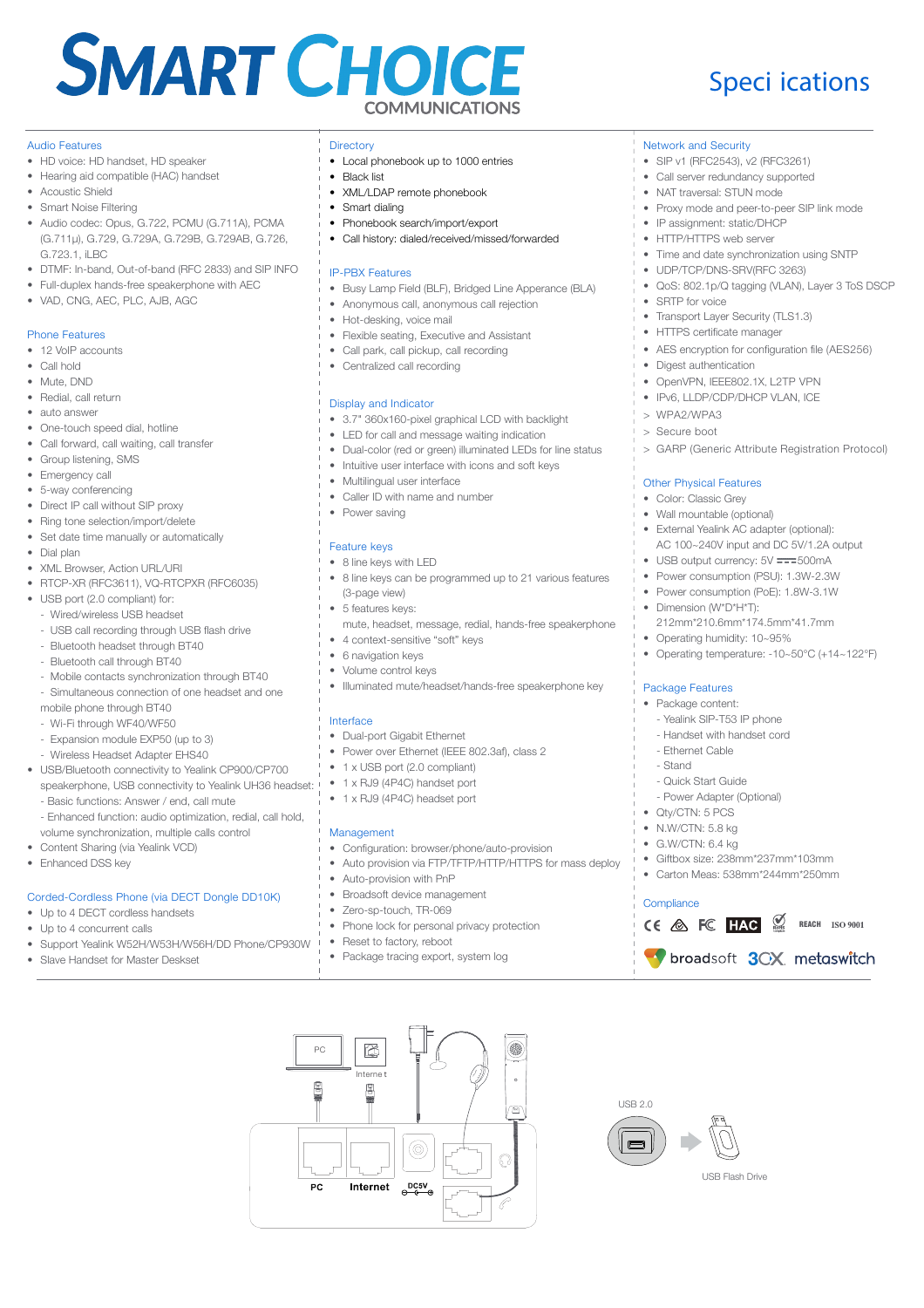# SMART CHOICE COMMUNICATIONS

## Speci ications

### Audio Features

- HD voice: HD handset, HD speaker
- Hearing aid compatible (HAC) handset
- Acoustic Shield
- Smart Noise Filtering
- Audio codec: Opus, G.722, PCMU (G.711A), PCMA (G.711μ), G.729, G.729A, G.729B, G.729AB, G.726, G.723.1, iLBC
- DTMF: In-band, Out-of-band (RFC 2833) and SIP INFO
- Full-duplex hands-free speakerphone with AEC
- VAD, CNG, AEC, PLC, AJB, AGC

### Phone Features

- 12 VoIP accounts
- Call hold
- Mute, DND
- Redial, call return
- auto answer
- One-touch speed dial, hotline
- Call forward, call waiting, call transfer
- Group listening, SMS
- Emergency call
- 5-way conferencing
- Direct IP call without SIP proxy
- Ring tone selection/import/delete
- Set date time manually or automatically
- Dial plan
- XML Browser, Action URL/URI
- RTCP-XR (RFC3611), VQ-RTCPXR (RFC6035)
- USB port (2.0 compliant) for:
  - Wired/wireless USB headset
  - USB call recording through USB flash drive
  - Bluetooth headset through BT40
  - Bluetooth through BT40
  - Mobile contacts synchronization through BT40
  - Simultaneous connection of one headset and one mobile phone through BT40
  - Wi-Fi through WF40/WF50
  - Expansion module EXP50 (up to 3)
  - Wireless Headset Adapter EHS40
- USB/Bluetooth connectivity to Yealink CP900/CP700 speakerphone, USB connectivity to Yealink UH36 headset:
  - Basic functions: Answer / end, call mute
  - Enhanced function: audio optimization, redial, call hold, volume synchronization, multiple calls control
- Content Sharing (via Yealink VCD)
- Enhanced DSS key

### Corded-Cordless Phone (via DECT Dongle DD10K)

- Up to 4 DECT cordless handsets
- Up to 4 concurrent calls
- Support Yealink W52H/W53H/W56H/DD Phone/CP930W
- Slave Handset for Master Deskset

### Directory

- Local phonebook up to 1000 entries
- Black list
- XML/LDAP remote phonebook
- Smart dialing
- Phonebook search/import/export
- Call history: dialed/received/missed/forwarded

### IP-PBX Features

- Busy Lamp Field (BLF), Bridged Line Apperance (BLA)
- Anonymous call, anonymous call rejection
- Hot-desking, voice mail
- Flexible seating, Executive and Assistant
- Call park, call pickup, call recording
- Centralized call recording

### Display and Indicator

- 3.7" 360x160-pixel graphical LCD with backlight
- LED for call and message waiting indication
- Dual-color (red or green) illuminated LEDs for line status
- Intuitive user interface with icons and soft keys
- Multilingual user interface
- Caller ID with name and number
- Power saving

### Feature keys

- 8 line keys with LED
- 8 line keys can be programmed up to 21 various features (3-page view)
- 5 features keys: mute, headset, message, redial, hands-free speakerphone
- 4 context-sensitive "soft" keys
- 6 navigation keys
- Volume control keys
- Illuminated mute/headset/hands-free speakerphone key

### Interface

- Dual-port Gigabit Ethernet
- Power over Ethernet (IEEE 802.3af), class 2
- 1 x USB port (2.0 compliant)
- 1 x RJ9 (4P4C) handset port
- 1 x RJ9 (4P4C) headset port

### Management

- Configuration: browser/phone/auto-provision
- Auto provision via FTP/TFTP/HTTP/HTTPS for mass deploy
- Auto-provision with PnP
- Broadsoft device management
- Zero-sp-touch, TR-069
- Phone lock for personal privacy protection
- Reset to factory, reboot
- Package tracing export, system log

### Network and Security

- SIP v1 (RFC2543), v2 (RFC3261)
- Call server redundancy supported
- NAT traversal: STUN mode
- Proxy mode and peer-to-peer SIP link mode
- IP assignment: static/DHCP
- HTTP/HTTPS web server
- Time and date synchronization using SNTP
- UDP/TCP/DNS-SRV(RFC 3263)
- QoS: 802.1p/Q tagging (VLAN), Layer 3 ToS DSCP
- SRTP for voice
- Transport Layer Security (TLS1.3)
- HTTPS certificate manager
- AES encryption for configuration file (AES256)
- Digest authentication
- OpenVPN, IEEE802.1X, L2TP VPN
- IPv6, LLDP/CDP/DHCP VLAN, ICE
- > WPA2/WPA3
- > Secure boot
- > GARP (Generic Attribute Registration Protocol)

### Other Physical Features

- Color: Classic Grey
- Wall mountable (optional)
- External Yealink AC adapter (optional): AC 100~240V input and DC 5V/1.2A output
- USB output currency: 5V ⎓ 500mA
- Power consumption (PSU): 1.3W-2.3W
- Power consumption (PoE): 1.8W-3.1W
- Dimension (W*D*H*T): 212mm*210.6mm*174.5mm*41.7mm
- Operating humidity: 10~95%
- Operating temperature: -10~50°C (+14~122°F)

### Package Features

- Package content:
  - Yealink SIP-T53 IP phone
  - Handset with handset cord
  - Ethernet Cable
  - Stand
  - Quick Start Guide
  - Power Adapter (Optional)
- Qty/CTN: 5 PCS
- N.W/CTN: 5.8 kg
- G.W/CTN: 6.4 kg
- Giftbox size: 238mm*237mm*103mm
- Carton Meas: 538mm*244mm*250mm

### Compliance

CE, FC, HAC, RoHS, REACH, ISO 9001

broadsoft 3CX metaswitch

PC
Internet
PC
Internet
DC5V

USB 2.0
USB Flash Drive